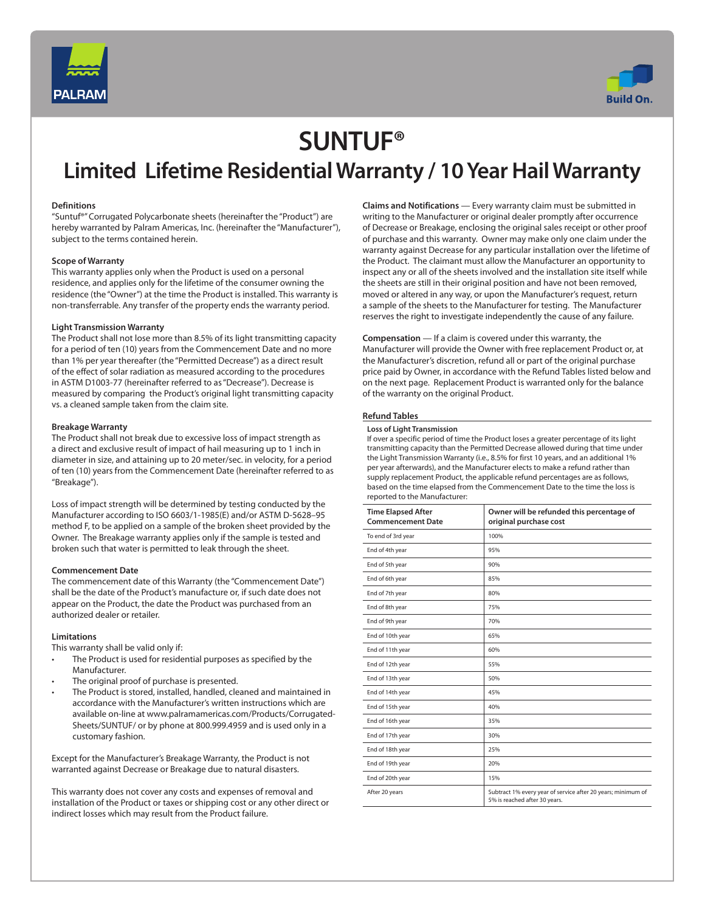# SUNTUF®

## Limited Lifetime Residential Warranty / 10 Year Hail Warranty

### Definitions

"Suntuf®" Corrugated Polycarbonate sheets (hereinafter the "Product") are hereby warranted by Palram Americas, Inc. (hereinafter the "Manufacturer"), subject to the terms contained herein.

### Scope of Warranty

This warranty applies only when the Product is used on a personal residence, and applies only for the lifetime of the consumer owning the residence (the "Owner") at the time the Product is installed. This warranty is non-transferrable. Any transfer of the property ends the warranty period.

### Light Transmission Warranty

The Product shall not lose more than 8.5% of its light transmitting capacity for a period of ten (10) years from the Commencement Date and no more than 1% per year thereafter (the "Permitted Decrease") as a direct result of the effect of solar radiation as measured according to the procedures in ASTM D1003-77 (hereinafter referred to as "Decrease"). Decrease is measured by comparing the Product's original light transmitting capacity vs. a cleaned sample taken from the claim site.

### Breakage Warranty

The Product shall not break due to excessive loss of impact strength as a direct and exclusive result of impact of hail measuring up to 1 inch in diameter in size, and attaining up to 20 meter/sec. in velocity, for a period of ten (10) years from the Commencement Date (hereinafter referred to as "Breakage").

Loss of impact strength will be determined by testing conducted by the Manufacturer according to ISO 6603/1-1985(E) and/or ASTM D-5628–95 method F, to be applied on a sample of the broken sheet provided by the Owner. The Breakage warranty applies only if the sample is tested and broken such that water is permitted to leak through the sheet.

### Commencement Date

The commencement date of this Warranty (the "Commencement Date") shall be the date of the Product's manufacture or, if such date does not appear on the Product, the date the Product was purchased from an authorized dealer or retailer.

### Limitations

This warranty shall be valid only if:

- The Product is used for residential purposes as specified by the Manufacturer.
- The original proof of purchase is presented.
- The Product is stored, installed, handled, cleaned and maintained in accordance with the Manufacturer's written instructions which are available on-line at www.palramamericas.com/Products/Corrugated-Sheets/SUNTUF/ or by phone at 800.999.4959 and is used only in a customary fashion.

Except for the Manufacturer's Breakage Warranty, the Product is not warranted against Decrease or Breakage due to natural disasters.

This warranty does not cover any costs and expenses of removal and installation of the Product or taxes or shipping cost or any other direct or indirect losses which may result from the Product failure.

**Claims and Notifications** — Every warranty claim must be submitted in writing to the Manufacturer or original dealer promptly after occurrence of Decrease or Breakage, enclosing the original sales receipt or other proof of purchase and this warranty. Owner may make only one claim under the warranty against Decrease for any particular installation over the lifetime of the Product. The claimant must allow the Manufacturer an opportunity to inspect any or all of the sheets involved and the installation site itself while the sheets are still in their original position and have not been removed, moved or altered in any way, or upon the Manufacturer's request, return a sample of the sheets to the Manufacturer for testing. The Manufacturer reserves the right to investigate independently the cause of any failure.

**Compensation** — If a claim is covered under this warranty, the Manufacturer will provide the Owner with free replacement Product or, at the Manufacturer's discretion, refund all or part of the original purchase price paid by Owner, in accordance with the Refund Tables listed below and on the next page. Replacement Product is warranted only for the balance of the warranty on the original Product.

### Refund Tables

#### Loss of Light Transmission

If over a specific period of time the Product loses a greater percentage of its light transmitting capacity than the Permitted Decrease allowed during that time under the Light Transmission Warranty (i.e., 8.5% for first 10 years, and an additional 1% per year afterwards), and the Manufacturer elects to make a refund rather than supply replacement Product, the applicable refund percentages are as follows, based on the time elapsed from the Commencement Date to the time the loss is reported to the Manufacturer:

| Time Elapsed After Commencement Date | Owner will be refunded this percentage of original purchase cost |
|---|---|
| To end of 3rd year | 100% |
| End of 4th year | 95% |
| End of 5th year | 90% |
| End of 6th year | 85% |
| End of 7th year | 80% |
| End of 8th year | 75% |
| End of 9th year | 70% |
| End of 10th year | 65% |
| End of 11th year | 60% |
| End of 12th year | 55% |
| End of 13th year | 50% |
| End of 14th year | 45% |
| End of 15th year | 40% |
| End of 16th year | 35% |
| End of 17th year | 30% |
| End of 18th year | 25% |
| End of 19th year | 20% |
| End of 20th year | 15% |
| After 20 years | Subtract 1% every year of service after 20 years; minimum of 5% is reached after 30 years. |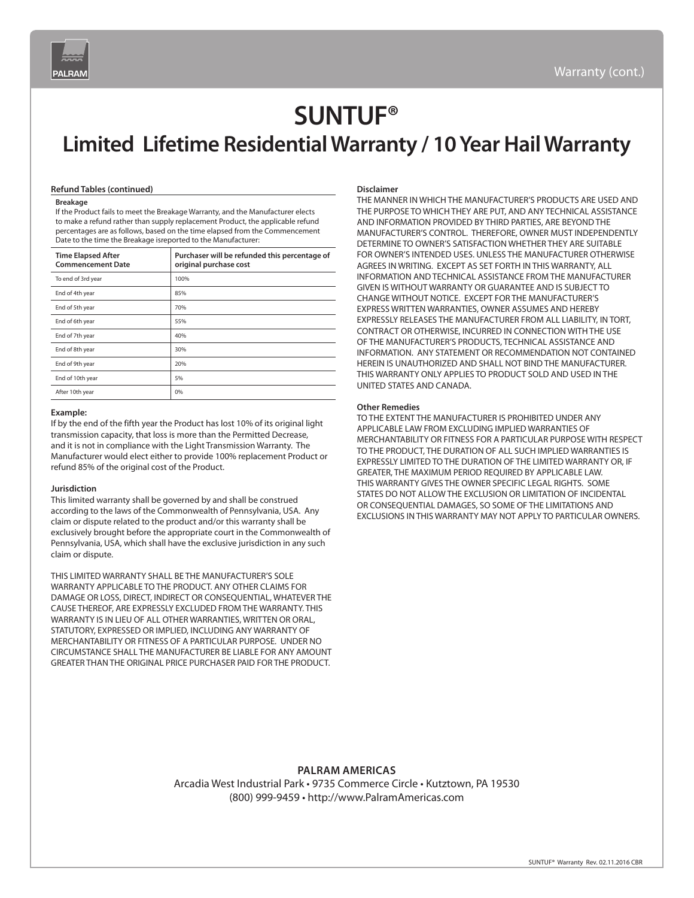# SUNTUF®

## Limited Lifetime Residential Warranty / 10 Year Hail Warranty

**Refund Tables (continued)**

**Breakage**

If the Product fails to meet the Breakage Warranty, and the Manufacturer elects to make a refund rather than supply replacement Product, the applicable refund percentages are as follows, based on the time elapsed from the Commencement Date to the time the Breakage isreported to the Manufacturer:

| Time Elapsed After Commencement Date | Purchaser will be refunded this percentage of original purchase cost |
|---|---|
| To end of 3rd year | 100% |
| End of 4th year | 85% |
| End of 5th year | 70% |
| End of 6th year | 55% |
| End of 7th year | 40% |
| End of 8th year | 30% |
| End of 9th year | 20% |
| End of 10th year | 5% |
| After 10th year | 0% |

**Example:**

If by the end of the fifth year the Product has lost 10% of its original light transmission capacity, that loss is more than the Permitted Decrease, and it is not in compliance with the Light Transmission Warranty. The Manufacturer would elect either to provide 100% replacement Product or refund 85% of the original cost of the Product.

**Jurisdiction**

This limited warranty shall be governed by and shall be construed according to the laws of the Commonwealth of Pennsylvania, USA. Any claim or dispute related to the product and/or this warranty shall be exclusively brought before the appropriate court in the Commonwealth of Pennsylvania, USA, which shall have the exclusive jurisdiction in any such claim or dispute.

THIS LIMITED WARRANTY SHALL BE THE MANUFACTURER'S SOLE WARRANTY APPLICABLE TO THE PRODUCT. ANY OTHER CLAIMS FOR DAMAGE OR LOSS, DIRECT, INDIRECT OR CONSEQUENTIAL, WHATEVER THE CAUSE THEREOF, ARE EXPRESSLY EXCLUDED FROM THE WARRANTY. THIS WARRANTY IS IN LIEU OF ALL OTHER WARRANTIES, WRITTEN OR ORAL, STATUTORY, EXPRESSED OR IMPLIED, INCLUDING ANY WARRANTY OF MERCHANTABILITY OR FITNESS OF A PARTICULAR PURPOSE. UNDER NO CIRCUMSTANCE SHALL THE MANUFACTURER BE LIABLE FOR ANY AMOUNT GREATER THAN THE ORIGINAL PRICE PURCHASER PAID FOR THE PRODUCT.

**Disclaimer**

THE MANNER IN WHICH THE MANUFACTURER'S PRODUCTS ARE USED AND THE PURPOSE TO WHICH THEY ARE PUT, AND ANY TECHNICAL ASSISTANCE AND INFORMATION PROVIDED BY THIRD PARTIES, ARE BEYOND THE MANUFACTURER'S CONTROL. THEREFORE, OWNER MUST INDEPENDENTLY DETERMINE TO OWNER'S SATISFACTION WHETHER THEY ARE SUITABLE FOR OWNER'S INTENDED USES. UNLESS THE MANUFACTURER OTHERWISE AGREES IN WRITING. EXCEPT AS SET FORTH IN THIS WARRANTY, ALL INFORMATION AND TECHNICAL ASSISTANCE FROM THE MANUFACTURER GIVEN IS WITHOUT WARRANTY OR GUARANTEE AND IS SUBJECT TO CHANGE WITHOUT NOTICE. EXCEPT FOR THE MANUFACTURER'S EXPRESS WRITTEN WARRANTIES, OWNER ASSUMES AND HEREBY EXPRESSLY RELEASES THE MANUFACTURER FROM ALL LIABILITY, IN TORT, CONTRACT OR OTHERWISE, INCURRED IN CONNECTION WITH THE USE OF THE MANUFACTURER'S PRODUCTS, TECHNICAL ASSISTANCE AND INFORMATION. ANY STATEMENT OR RECOMMENDATION NOT CONTAINED HEREIN IS UNAUTHORIZED AND SHALL NOT BIND THE MANUFACTURER. THIS WARRANTY ONLY APPLIES TO PRODUCT SOLD AND USED IN THE UNITED STATES AND CANADA.

**Other Remedies**

TO THE EXTENT THE MANUFACTURER IS PROHIBITED UNDER ANY APPLICABLE LAW FROM EXCLUDING IMPLIED WARRANTIES OF MERCHANTABILITY OR FITNESS FOR A PARTICULAR PURPOSE WITH RESPECT TO THE PRODUCT, THE DURATION OF ALL SUCH IMPLIED WARRANTIES IS EXPRESSLY LIMITED TO THE DURATION OF THE LIMITED WARRANTY OR, IF GREATER, THE MAXIMUM PERIOD REQUIRED BY APPLICABLE LAW. THIS WARRANTY GIVES THE OWNER SPECIFIC LEGAL RIGHTS. SOME STATES DO NOT ALLOW THE EXCLUSION OR LIMITATION OF INCIDENTAL OR CONSEQUENTIAL DAMAGES, SO SOME OF THE LIMITATIONS AND EXCLUSIONS IN THIS WARRANTY MAY NOT APPLY TO PARTICULAR OWNERS.

**PALRAM AMERICAS**

Arcadia West Industrial Park • 9735 Commerce Circle • Kutztown, PA 19530

(800) 999-9459 • http://www.PalramAmericas.com